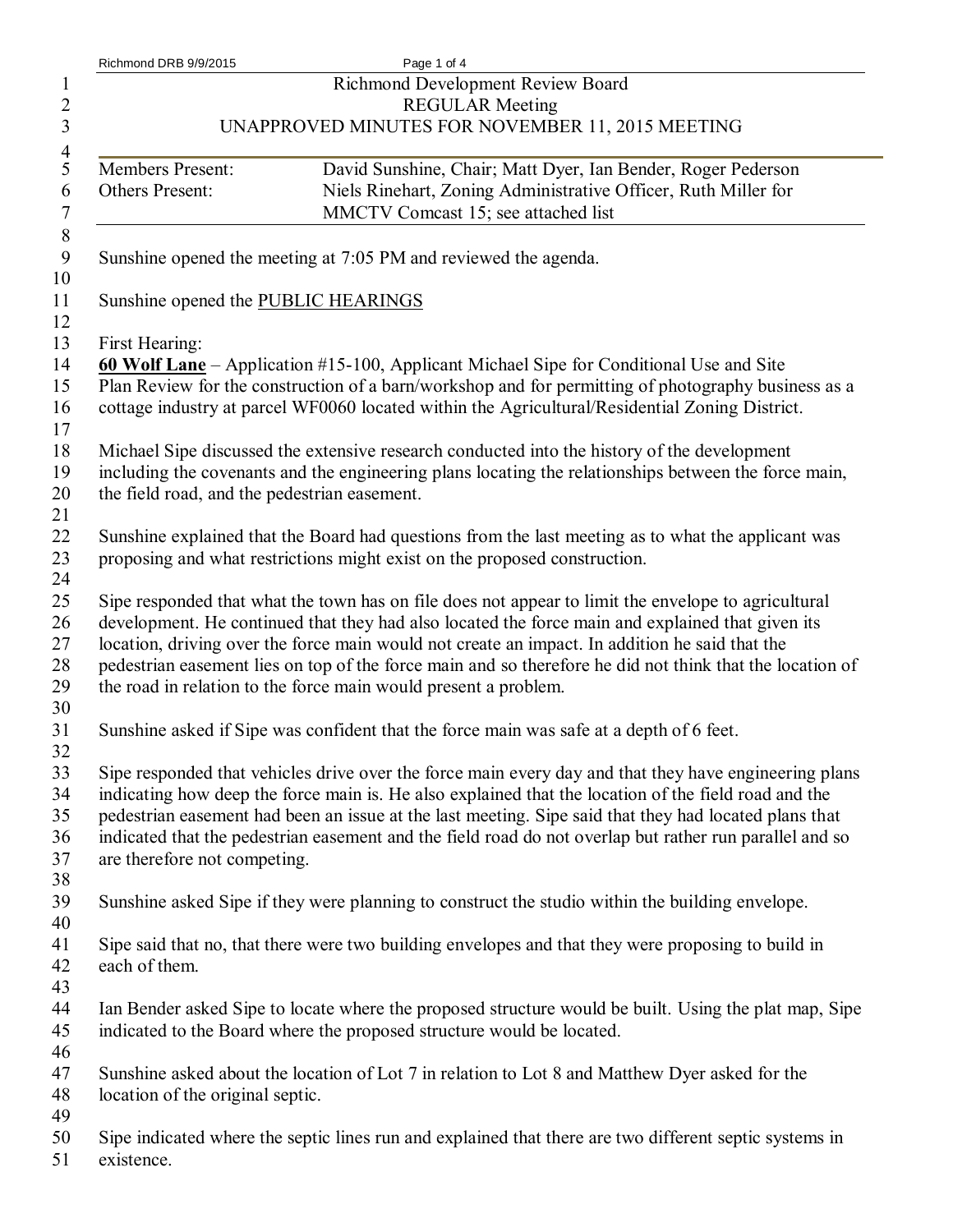# Richmond Development Review Board
## REGULAR Meeting
## UNAPPROVED MINUTES FOR NOVEMBER 11, 2015 MEETING

| | |
|---|---|
| Members Present: | David Sunshine, Chair; Matt Dyer, Ian Bender, Roger Pederson |
| Others Present: | Niels Rinehart, Zoning Administrative Officer, Ruth Miller for MMCTV Comcast 15; see attached list |

Sunshine opened the meeting at 7:05 PM and reviewed the agenda.

Sunshine opened the PUBLIC HEARINGS

First Hearing:
**60 Wolf Lane** – Application #15-100, Applicant Michael Sipe for Conditional Use and Site Plan Review for the construction of a barn/workshop and for permitting of photography business as a cottage industry at parcel WF0060 located within the Agricultural/Residential Zoning District.

Michael Sipe discussed the extensive research conducted into the history of the development including the covenants and the engineering plans locating the relationships between the force main, the field road, and the pedestrian easement.

Sunshine explained that the Board had questions from the last meeting as to what the applicant was proposing and what restrictions might exist on the proposed construction.

Sipe responded that what the town has on file does not appear to limit the envelope to agricultural development. He continued that they had also located the force main and explained that given its location, driving over the force main would not create an impact. In addition he said that the pedestrian easement lies on top of the force main and so therefore he did not think that the location of the road in relation to the force main would present a problem.

Sunshine asked if Sipe was confident that the force main was safe at a depth of 6 feet.

Sipe responded that vehicles drive over the force main every day and that they have engineering plans indicating how deep the force main is. He also explained that the location of the field road and the pedestrian easement had been an issue at the last meeting. Sipe said that they had located plans that indicated that the pedestrian easement and the field road do not overlap but rather run parallel and so are therefore not competing.

Sunshine asked Sipe if they were planning to construct the studio within the building envelope.

Sipe said that no, that there were two building envelopes and that they were proposing to build in each of them.

Ian Bender asked Sipe to locate where the proposed structure would be built. Using the plat map, Sipe indicated to the Board where the proposed structure would be located.

Sunshine asked about the location of Lot 7 in relation to Lot 8 and Matthew Dyer asked for the location of the original septic.

Sipe indicated where the septic lines run and explained that there are two different septic systems in existence.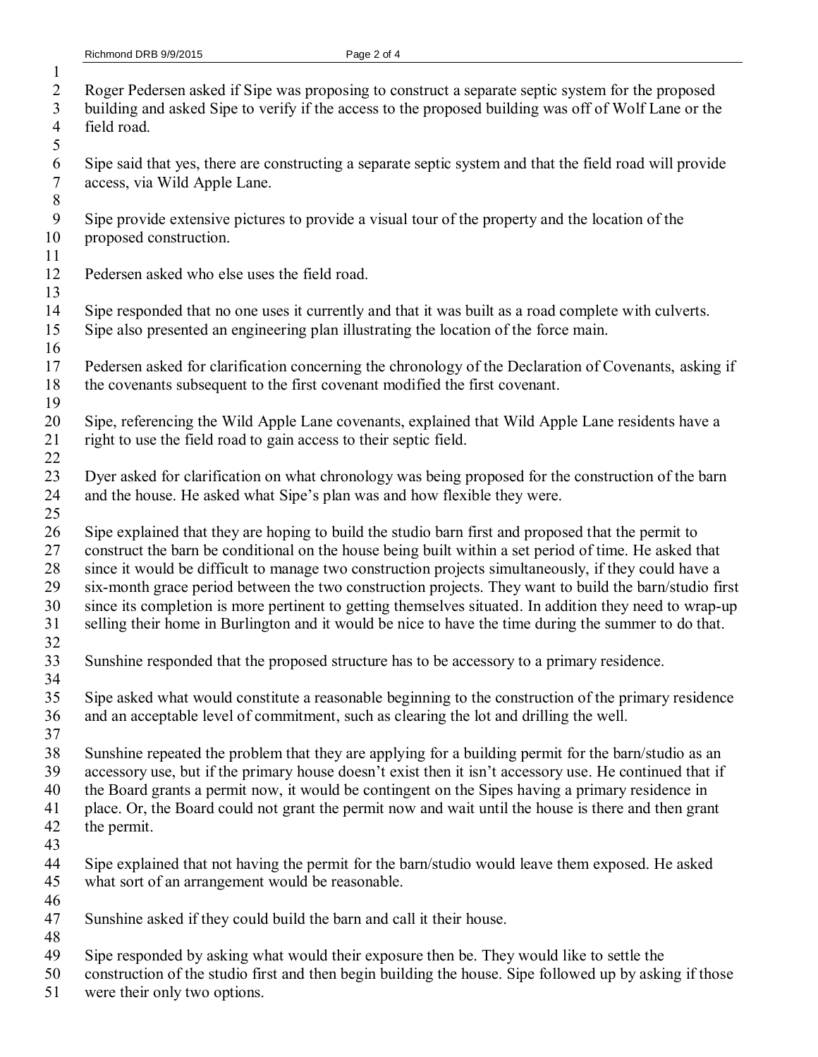Roger Pedersen asked if Sipe was proposing to construct a separate septic system for the proposed building and asked Sipe to verify if the access to the proposed building was off of Wolf Lane or the field road.

Sipe said that yes, there are constructing a separate septic system and that the field road will provide access, via Wild Apple Lane.

Sipe provide extensive pictures to provide a visual tour of the property and the location of the proposed construction.

Pedersen asked who else uses the field road.

Sipe responded that no one uses it currently and that it was built as a road complete with culverts. Sipe also presented an engineering plan illustrating the location of the force main.

Pedersen asked for clarification concerning the chronology of the Declaration of Covenants, asking if the covenants subsequent to the first covenant modified the first covenant.

Sipe, referencing the Wild Apple Lane covenants, explained that Wild Apple Lane residents have a right to use the field road to gain access to their septic field.

Dyer asked for clarification on what chronology was being proposed for the construction of the barn and the house. He asked what Sipe's plan was and how flexible they were.

Sipe explained that they are hoping to build the studio barn first and proposed that the permit to construct the barn be conditional on the house being built within a set period of time. He asked that since it would be difficult to manage two construction projects simultaneously, if they could have a six-month grace period between the two construction projects. They want to build the barn/studio first since its completion is more pertinent to getting themselves situated. In addition they need to wrap-up selling their home in Burlington and it would be nice to have the time during the summer to do that.

Sunshine responded that the proposed structure has to be accessory to a primary residence.

Sipe asked what would constitute a reasonable beginning to the construction of the primary residence and an acceptable level of commitment, such as clearing the lot and drilling the well.

Sunshine repeated the problem that they are applying for a building permit for the barn/studio as an accessory use, but if the primary house doesn't exist then it isn't accessory use. He continued that if the Board grants a permit now, it would be contingent on the Sipes having a primary residence in place. Or, the Board could not grant the permit now and wait until the house is there and then grant the permit.

Sipe explained that not having the permit for the barn/studio would leave them exposed. He asked what sort of an arrangement would be reasonable.

Sunshine asked if they could build the barn and call it their house.

Sipe responded by asking what would their exposure then be. They would like to settle the construction of the studio first and then begin building the house. Sipe followed up by asking if those were their only two options.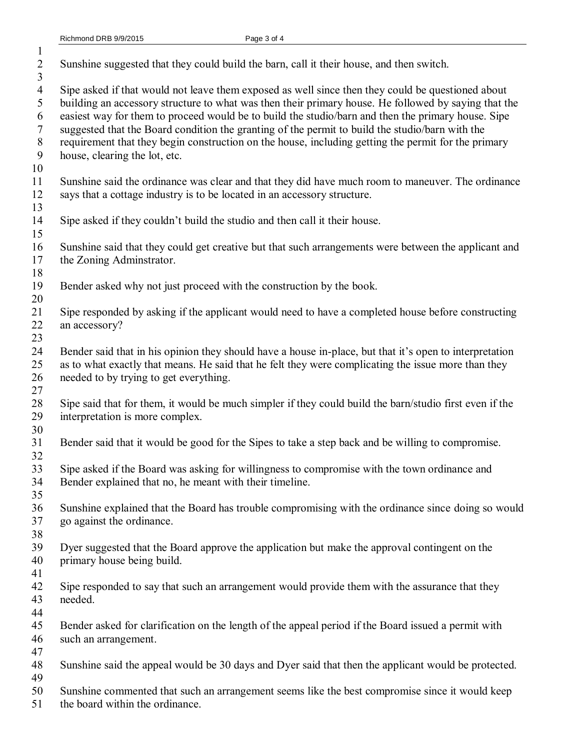Sunshine suggested that they could build the barn, call it their house, and then switch.

Sipe asked if that would not leave them exposed as well since then they could be questioned about building an accessory structure to what was then their primary house. He followed by saying that the easiest way for them to proceed would be to build the studio/barn and then the primary house. Sipe suggested that the Board condition the granting of the permit to build the studio/barn with the requirement that they begin construction on the house, including getting the permit for the primary house, clearing the lot, etc.

Sunshine said the ordinance was clear and that they did have much room to maneuver. The ordinance says that a cottage industry is to be located in an accessory structure.

Sipe asked if they couldn't build the studio and then call it their house.

Sunshine said that they could get creative but that such arrangements were between the applicant and the Zoning Adminstrator.

Bender asked why not just proceed with the construction by the book.

Sipe responded by asking if the applicant would need to have a completed house before constructing an accessory?

Bender said that in his opinion they should have a house in-place, but that it's open to interpretation as to what exactly that means. He said that he felt they were complicating the issue more than they needed to by trying to get everything.

Sipe said that for them, it would be much simpler if they could build the barn/studio first even if the interpretation is more complex.

Bender said that it would be good for the Sipes to take a step back and be willing to compromise.

Sipe asked if the Board was asking for willingness to compromise with the town ordinance and Bender explained that no, he meant with their timeline.

Sunshine explained that the Board has trouble compromising with the ordinance since doing so would go against the ordinance.

Dyer suggested that the Board approve the application but make the approval contingent on the primary house being build.

Sipe responded to say that such an arrangement would provide them with the assurance that they needed.

Bender asked for clarification on the length of the appeal period if the Board issued a permit with such an arrangement.

Sunshine said the appeal would be 30 days and Dyer said that then the applicant would be protected.

Sunshine commented that such an arrangement seems like the best compromise since it would keep the board within the ordinance.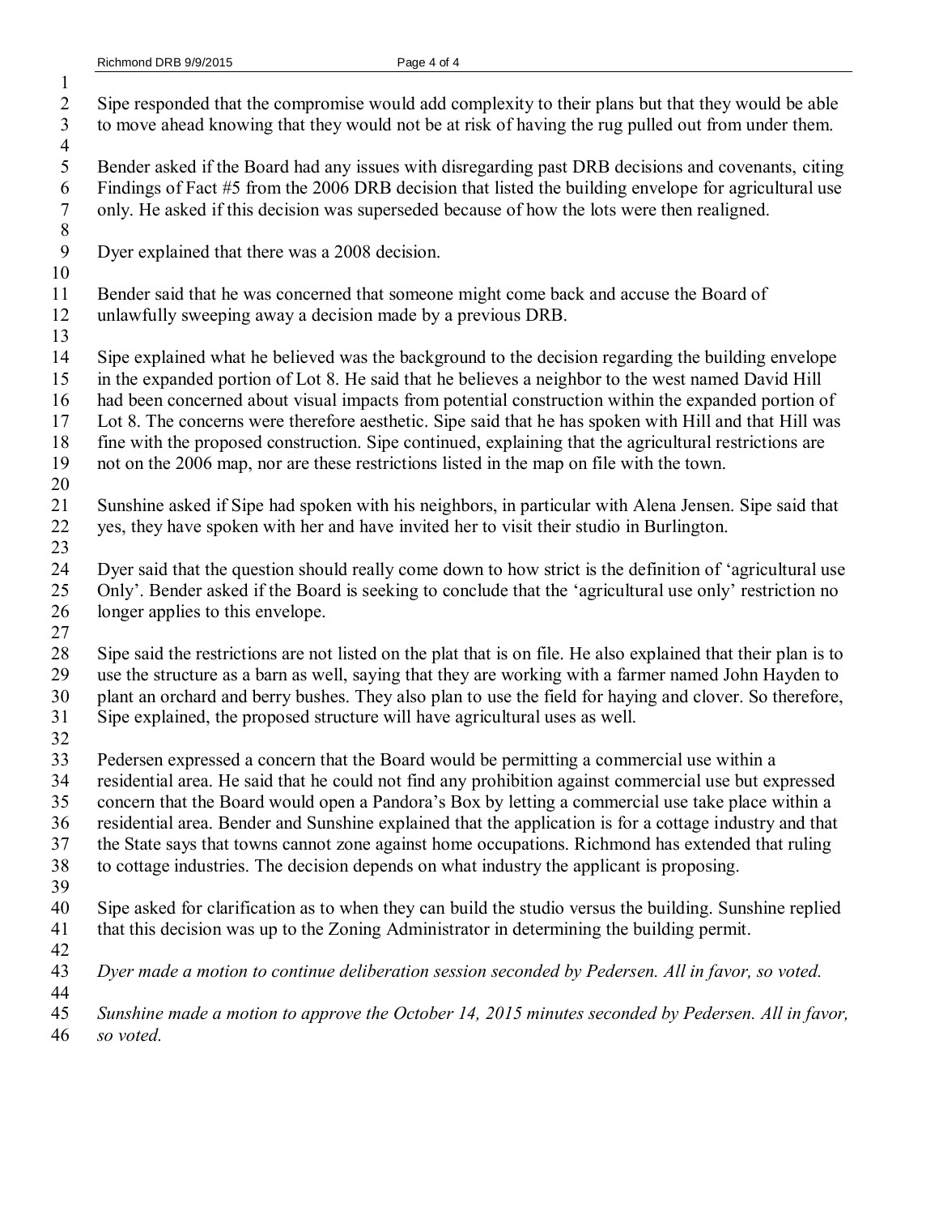Sipe responded that the compromise would add complexity to their plans but that they would be able to move ahead knowing that they would not be at risk of having the rug pulled out from under them.

Bender asked if the Board had any issues with disregarding past DRB decisions and covenants, citing Findings of Fact #5 from the 2006 DRB decision that listed the building envelope for agricultural use only. He asked if this decision was superseded because of how the lots were then realigned.

Dyer explained that there was a 2008 decision.

Bender said that he was concerned that someone might come back and accuse the Board of unlawfully sweeping away a decision made by a previous DRB.

Sipe explained what he believed was the background to the decision regarding the building envelope in the expanded portion of Lot 8. He said that he believes a neighbor to the west named David Hill had been concerned about visual impacts from potential construction within the expanded portion of Lot 8. The concerns were therefore aesthetic. Sipe said that he has spoken with Hill and that Hill was fine with the proposed construction. Sipe continued, explaining that the agricultural restrictions are not on the 2006 map, nor are these restrictions listed in the map on file with the town.

Sunshine asked if Sipe had spoken with his neighbors, in particular with Alena Jensen. Sipe said that yes, they have spoken with her and have invited her to visit their studio in Burlington.

Dyer said that the question should really come down to how strict is the definition of 'agricultural use Only'. Bender asked if the Board is seeking to conclude that the 'agricultural use only' restriction no longer applies to this envelope.

Sipe said the restrictions are not listed on the plat that is on file. He also explained that their plan is to use the structure as a barn as well, saying that they are working with a farmer named John Hayden to plant an orchard and berry bushes. They also plan to use the field for haying and clover. So therefore, Sipe explained, the proposed structure will have agricultural uses as well.

Pedersen expressed a concern that the Board would be permitting a commercial use within a residential area. He said that he could not find any prohibition against commercial use but expressed concern that the Board would open a Pandora's Box by letting a commercial use take place within a residential area. Bender and Sunshine explained that the application is for a cottage industry and that the State says that towns cannot zone against home occupations. Richmond has extended that ruling to cottage industries. The decision depends on what industry the applicant is proposing.

Sipe asked for clarification as to when they can build the studio versus the building. Sunshine replied that this decision was up to the Zoning Administrator in determining the building permit.

*Dyer made a motion to continue deliberation session seconded by Pedersen. All in favor, so voted.*

*Sunshine made a motion to approve the October 14, 2015 minutes seconded by Pedersen. All in favor, so voted.*